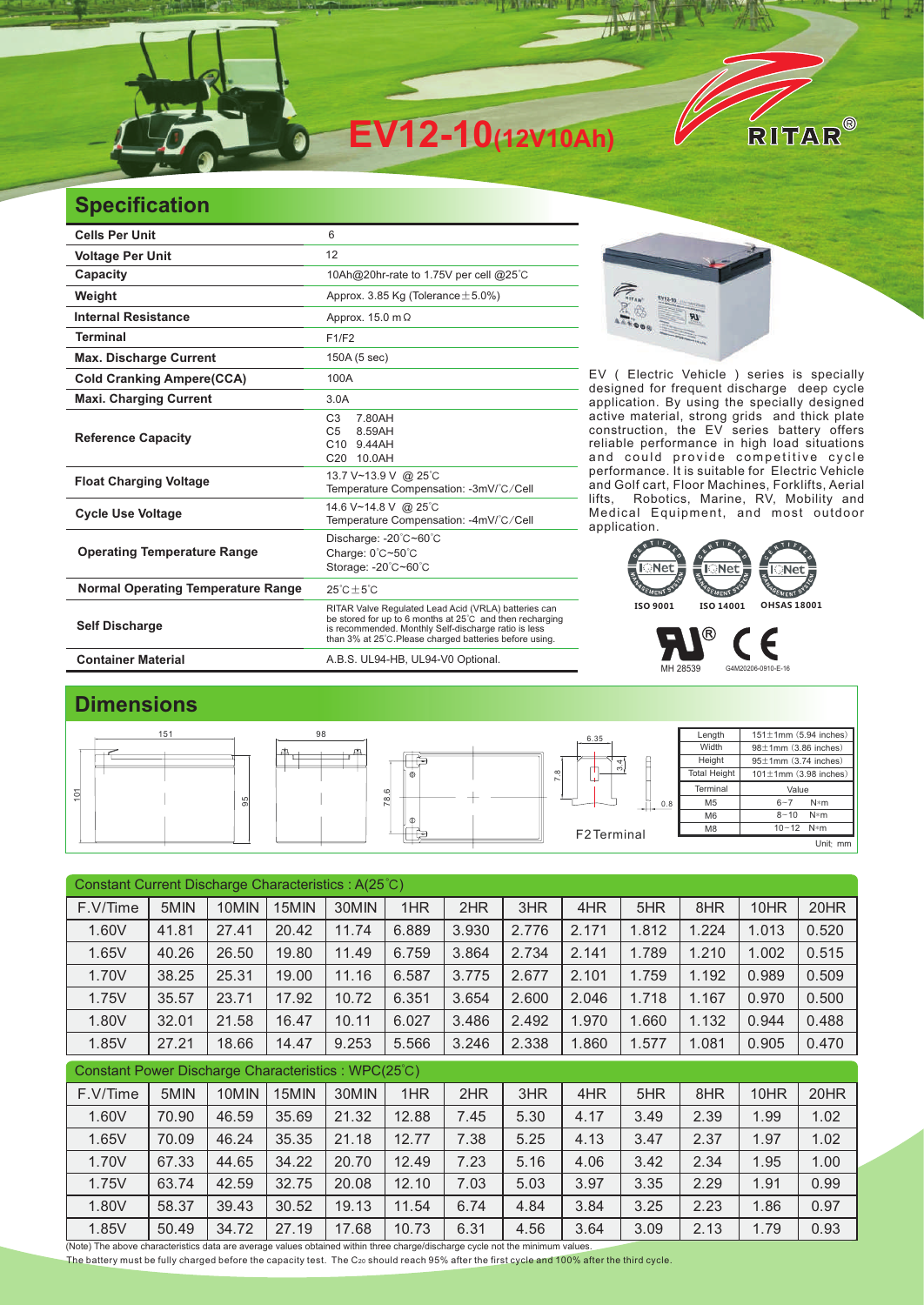# EV12-10(12V10Ah)

RITAR®

## Specification

| | |
|---|---|
| Cells Per Unit | 6 |
| Voltage Per Unit | 12 |
| Capacity | 10Ah@20hr-rate to 1.75V per cell @25℃ |
| Weight | Approx. 3.85 Kg (Tolerance±5.0%) |
| Internal Resistance | Approx. 15.0 mΩ |
| Terminal | F1/F2 |
| Max. Discharge Current | 150A (5 sec) |
| Cold Cranking Ampere(CCA) | 100A |
| Maxi. Charging Current | 3.0A |
| Reference Capacity | C3 7.80AH<br>C5 8.59AH<br>C10 9.44AH<br>C20 10.0AH |
| Float Charging Voltage | 13.7 V~13.9 V @ 25℃<br>Temperature Compensation: -3mV/℃/Cell |
| Cycle Use Voltage | 14.6 V~14.8 V @ 25℃<br>Temperature Compensation: -4mV/℃/Cell |
| Operating Temperature Range | Discharge: -20℃~60℃<br>Charge: 0℃~50℃<br>Storage: -20℃~60℃ |
| Normal Operating Temperature Range | 25℃±5℃ |
| Self Discharge | RITAR Valve Regulated Lead Acid (VRLA) batteries can be stored for up to 6 months at 25℃ and then recharging is recommended. Monthly Self-discharge ratio is less than 3% at 25℃.Please charged batteries before using. |
| Container Material | A.B.S. UL94-HB, UL94-V0 Optional. |

EV ( Electric Vehicle ) series is specially designed for frequent discharge deep cycle application. By using the specially designed active material, strong grids and thick plate construction, the EV series battery offers reliable performance in high load situations and could provide competitive cycle performance. It is suitable for Electric Vehicle and Golf cart, Floor Machines, Forklifts, Aerial lifts, Robotics, Marine, RV, Mobility and Medical Equipment, and most outdoor application.

ISO 9001 ISO 14001 OHSAS 18001

MH 28539 G4M20206-0910-E-16

## Dimensions

151 98 101 95 78.6 6.35 7.8 3.4 0.8

F2 Terminal

| Length | 151±1mm (5.94 inches) |
|---|---|
| Width | 98±1mm (3.86 inches) |
| Height | 95±1mm (3.74 inches) |
| Total Height | 101±1mm (3.98 inches) |

| Terminal | Value |
|---|---|
| M5 | 6~7 N*m |
| M6 | 8~10 N*m |
| M8 | 10~12 N*m |

Unit: mm

Constant Current Discharge Characteristics : A(25℃)

| F.V/Time | 5MIN | 10MIN | 15MIN | 30MIN | 1HR | 2HR | 3HR | 4HR | 5HR | 8HR | 10HR | 20HR |
|---|---|---|---|---|---|---|---|---|---|---|---|---|
| 1.60V | 41.81 | 27.41 | 20.42 | 11.74 | 6.889 | 3.930 | 2.776 | 2.171 | 1.812 | 1.224 | 1.013 | 0.520 |
| 1.65V | 40.26 | 26.50 | 19.80 | 11.49 | 6.759 | 3.864 | 2.734 | 2.141 | 1.789 | 1.210 | 1.002 | 0.515 |
| 1.70V | 38.25 | 25.31 | 19.00 | 11.16 | 6.587 | 3.775 | 2.677 | 2.101 | 1.759 | 1.192 | 0.989 | 0.509 |
| 1.75V | 35.57 | 23.71 | 17.92 | 10.72 | 6.351 | 3.654 | 2.600 | 2.046 | 1.718 | 1.167 | 0.970 | 0.500 |
| 1.80V | 32.01 | 21.58 | 16.47 | 10.11 | 6.027 | 3.486 | 2.492 | 1.970 | 1.660 | 1.132 | 0.944 | 0.488 |
| 1.85V | 27.21 | 18.66 | 14.47 | 9.253 | 5.566 | 3.246 | 2.338 | 1.860 | 1.577 | 1.081 | 0.905 | 0.470 |

Constant Power Discharge Characteristics : WPC(25℃)

| F.V/Time | 5MIN | 10MIN | 15MIN | 30MIN | 1HR | 2HR | 3HR | 4HR | 5HR | 8HR | 10HR | 20HR |
|---|---|---|---|---|---|---|---|---|---|---|---|---|
| 1.60V | 70.90 | 46.59 | 35.69 | 21.32 | 12.88 | 7.45 | 5.30 | 4.17 | 3.49 | 2.39 | 1.99 | 1.02 |
| 1.65V | 70.09 | 46.24 | 35.35 | 21.18 | 12.77 | 7.38 | 5.25 | 4.13 | 3.47 | 2.37 | 1.97 | 1.02 |
| 1.70V | 67.33 | 44.65 | 34.22 | 20.70 | 12.49 | 7.23 | 5.16 | 4.06 | 3.42 | 2.34 | 1.95 | 1.00 |
| 1.75V | 63.74 | 42.59 | 32.75 | 20.08 | 12.10 | 7.03 | 5.03 | 3.97 | 3.35 | 2.29 | 1.91 | 0.99 |
| 1.80V | 58.37 | 39.43 | 30.52 | 19.13 | 11.54 | 6.74 | 4.84 | 3.84 | 3.25 | 2.23 | 1.86 | 0.97 |
| 1.85V | 50.49 | 34.72 | 27.19 | 17.68 | 10.73 | 6.31 | 4.56 | 3.64 | 3.09 | 2.13 | 1.79 | 0.93 |

(Note) The above characteristics data are average values obtained within three charge/discharge cycle not the minimum values.
The battery must be fully charged before the capacity test. The $C_{20}$ should reach 95% after the first cycle and 100% after the third cycle.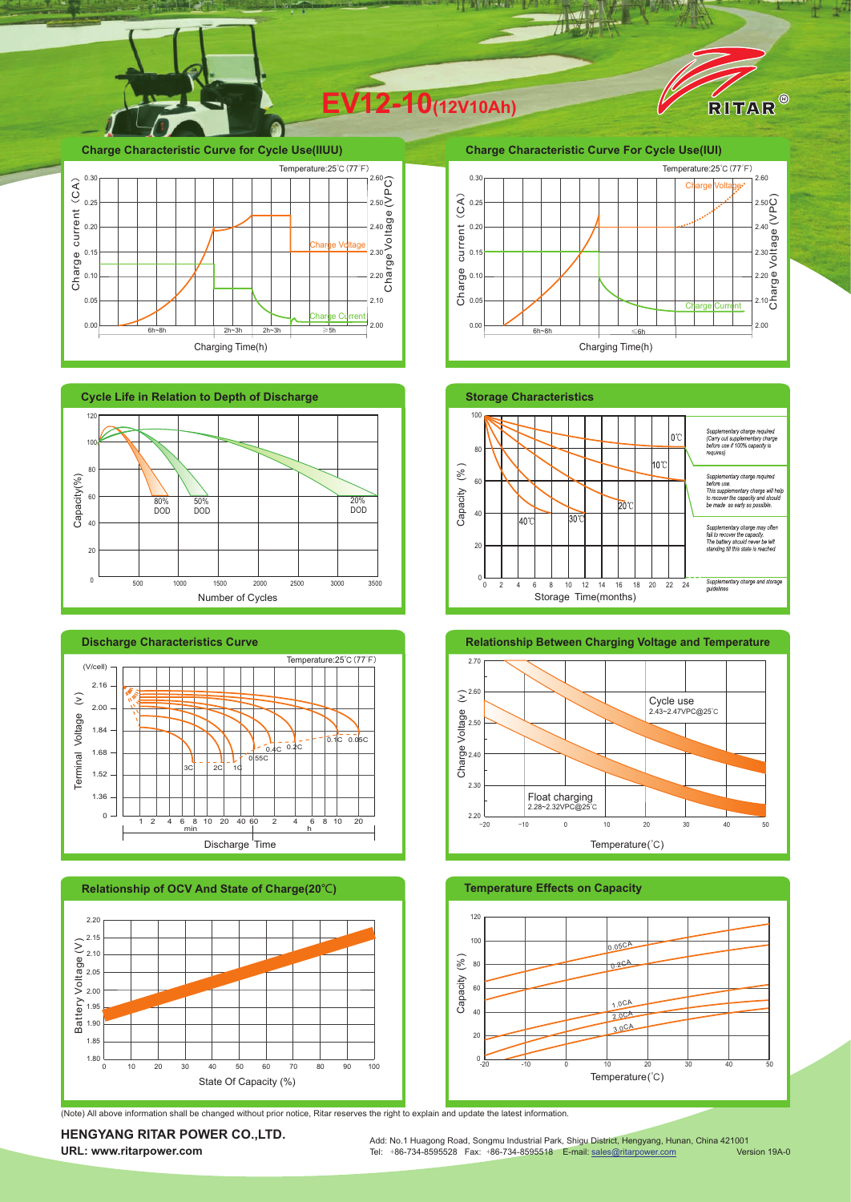# EV12-10(12V10Ah)

RITAR®

## Charge Characteristic Curve for Cycle Use(IIUU)

Temperature:25℃ (77℉)

Charge current (CA)
0.30
0.25
0.20
0.15
0.10
0.05
0.00

Charge Voltage (VPC)
2.60
2.50
2.40
2.30
2.20
2.10
2.00

Charge Voltage
Charge Current

6h~8h
2h~3h
2h~3h
≥5h

Charging Time(h)

## Charge Characteristic Curve For Cycle Use(IUI)

Temperature:25℃ (77℉)

Charge current (CA)
0.30
0.25
0.20
0.15
0.10
0.05
0.00

Charge Voltage (VPC)
2.60
2.50
2.40
2.30
2.20
2.10
2.00

Charge Voltage
Charge Current

6h~8h
≤6h

Charging Time(h)

## Cycle Life in Relation to Depth of Discharge

Capacity(%)
120
100
80
60
40
20
0

80% DOD
50% DOD
20% DOD

500
1000
1500
2000
2500
3000
3500

Number of Cycles

## Storage Characteristics

Capacity (%)
100
80
60
40
20
0

0℃
10℃
20℃
30℃
40℃

0
2
4
6
8
10
12
14
16
18
20
22
24

Storage Time(months)

*Supplementary charge required (Carry out supplementary charge before use if 100% capacity is requires)*

*Supplementary charge required before use. This supplementary charge will help to recover the capacity and should be made as early as possible.*

*Supplementary charge may often fail to recover the capacity. The battery should never be left standing till this state is reached*

*Supplementary charge and storage guidelines*

## Discharge Characteristics Curve

Temperature:25℃ (77℉)

Terminal Voltage (v)
(V/cell)
2.16
2.00
1.84
1.68
1.52
1.36
0

3C
2C
1C
0.55C
0.4C
0.2C
0.1C
0.05C

1
2
4
6
8
10
20
40
60
min

2
4
6
8
10
20
h

Discharge Time

## Relationship Between Charging Voltage and Temperature

Charge Voltage (v)
2.70
2.60
2.50
2.40
2.30
2.20

Cycle use
2.43~2.47VPC@25℃

Float charging
2.28~2.32VPC@25℃

−20
−10
0
10
20
30
40
50

Temperature(℃)

## Relationship of OCV And State of Charge(20℃)

Battery Voltage (V)
2.20
2.15
2.10
2.05
2.00
1.95
1.90
1.85
1.80

0
10
20
30
40
50
60
70
80
90
100

State Of Capacity (%)

## Temperature Effects on Capacity

Capacity (%)
120
100
80
60
40
20
0

0.05CA
0.2CA
1.0CA
2.0CA
3.0CA

-20
-10
0
10
20
30
40
50

Temperature(℃)

(Note) All above information shall be changed without prior notice, Ritar reserves the right to explain and update the latest information.

**HENGYANG RITAR POWER CO.,LTD.**

**URL: www.ritarpower.com**

Add: No.1 Huagong Road, Songmu Industrial Park, Shigu District, Hengyang, Hunan, China 421001

Tel: +86-734-8595528 Fax: +86-734-8595518 E-mail: sales@ritarpower.com

Version 19A-0